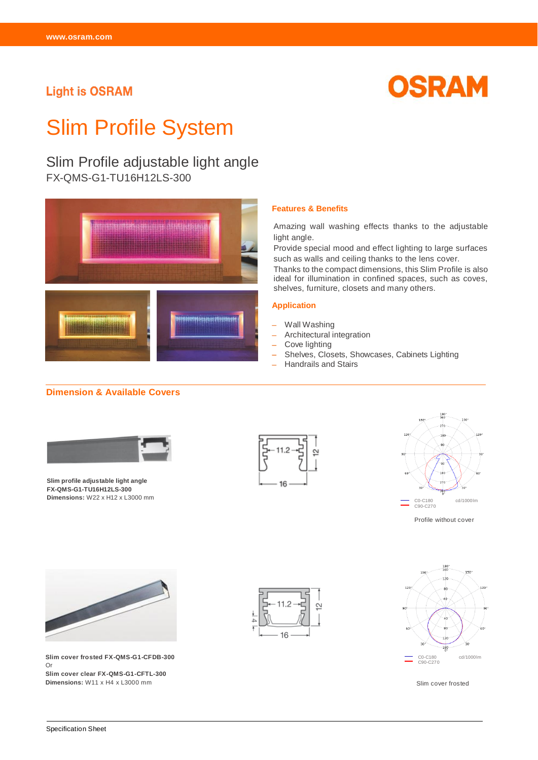Light is OSRAM

# Slim Profile System

## Slim Profile adjustable light angle

FX-QMS-G1-TU16H12LS-300

### Features & Benefits

Amazing wall washing effects thanks to the adjustable light angle.
Provide special mood and effect lighting to large surfaces such as walls and ceiling thanks to the lens cover.
Thanks to the compact dimensions, this Slim Profile is also ideal for illumination in confined spaces, such as coves, shelves, furniture, closets and many others.

### Application

- Wall Washing
- Architectural integration
- Cove lighting
- Shelves, Closets, Showcases, Cabinets Lighting
- Handrails and Stairs

### Dimension & Available Covers

**Slim profile adjustable light angle**
**FX-QMS-G1-TU16H12LS-300**
**Dimensions:** W22 x H12 x L3000 mm

Profile without cover

**Slim cover frosted FX-QMS-G1-CFDB-300**
Or
**Slim cover clear FX-QMS-G1-CFTL-300**
**Dimensions:** W11 x H4 x L3000 mm

Slim cover frosted

Specification Sheet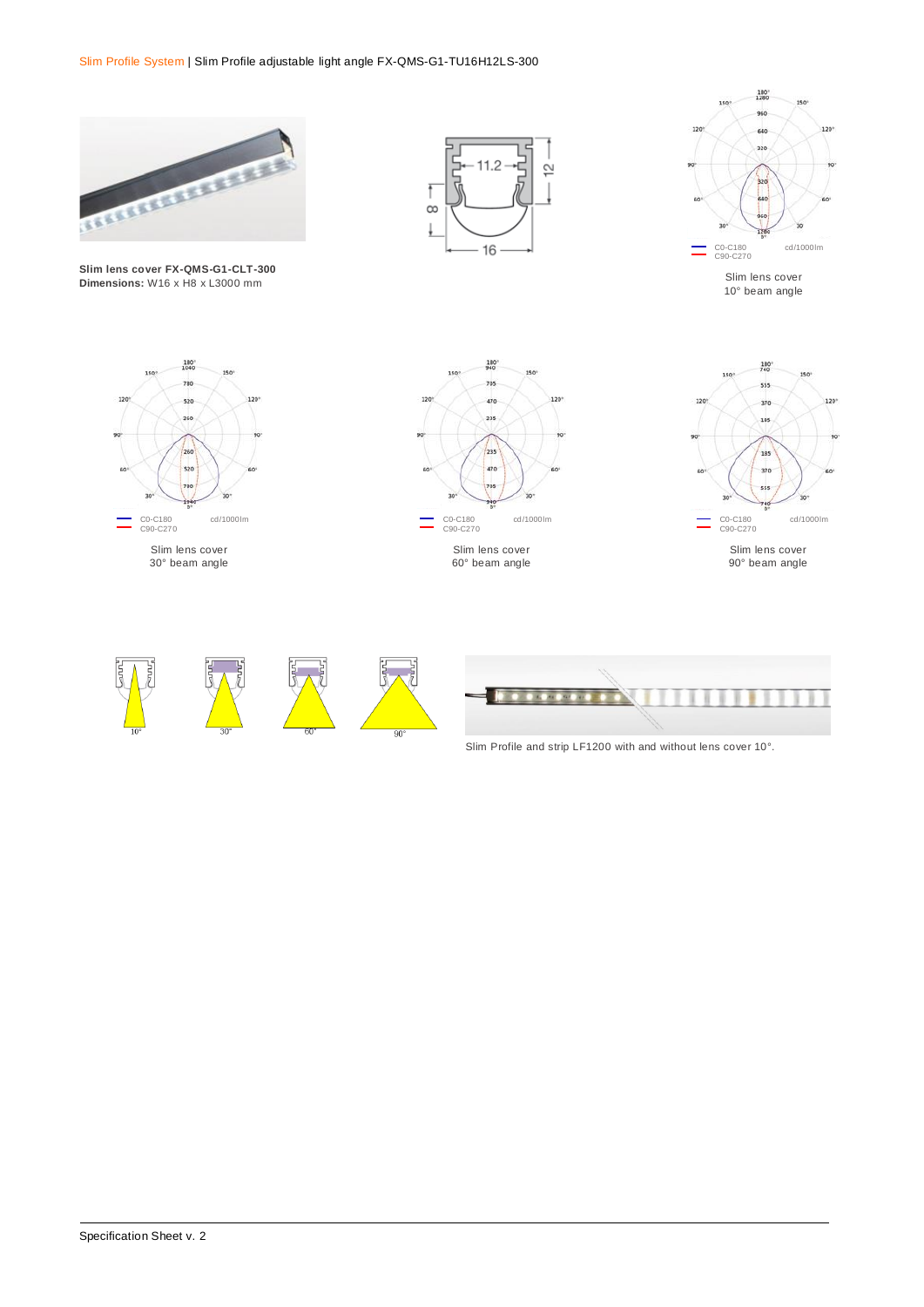Slim Profile System | Slim Profile adjustable light angle FX-QMS-G1-TU16H12LS-300

**Slim lens cover FX-QMS-G1-CLT-300**
**Dimensions:** W16 x H8 x L3000 mm

Slim lens cover
10° beam angle

Slim lens cover
30° beam angle

Slim lens cover
60° beam angle

Slim lens cover
90° beam angle

Slim Profile and strip LF1200 with and without lens cover 10°.

Specification Sheet v. 2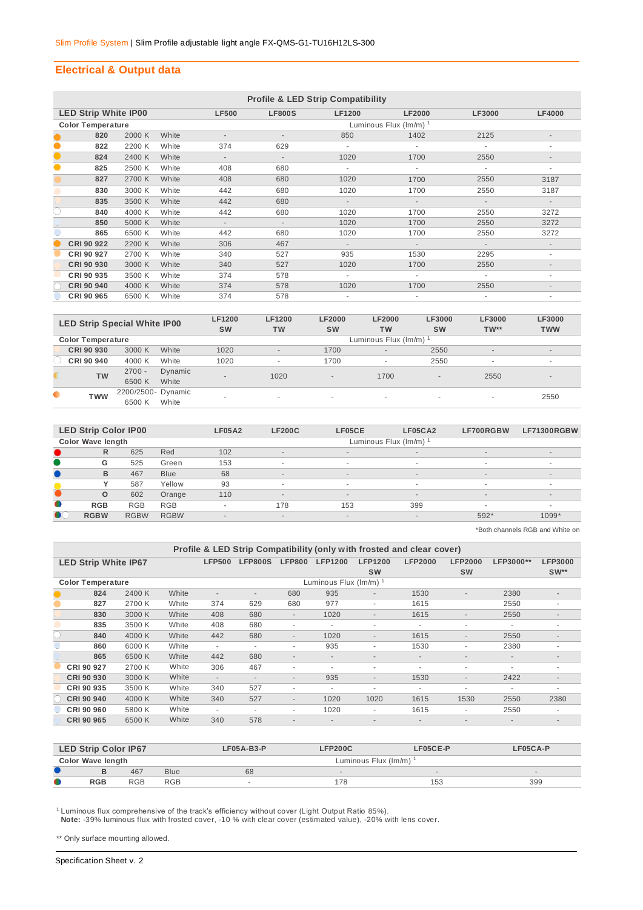Slim Profile System | Slim Profile adjustable light angle FX-QMS-G1-TU16H12LS-300

## Electrical & Output data

**Profile & LED Strip Compatibility**

| LED Strip White IP00 | | | LF500 | LF800S | LF1200 | LF2000 | LF3000 | LF4000 |
|---|---|---|---|---|---|---|---|---|
| **Color Temperature** | | | Luminous Flux (lm/m) [1] | | | | | |
| 820 | 2000 K | White | - | - | 850 | 1402 | 2125 | - |
| 822 | 2200 K | White | 374 | 629 | - | - | - | - |
| 824 | 2400 K | White | - | - | 1020 | 1700 | 2550 | - |
| 825 | 2500 K | White | 408 | 680 | - | - | - | - |
| 827 | 2700 K | White | 408 | 680 | 1020 | 1700 | 2550 | 3187 |
| 830 | 3000 K | White | 442 | 680 | 1020 | 1700 | 2550 | 3187 |
| 835 | 3500 K | White | 442 | 680 | - | - | - | - |
| 840 | 4000 K | White | 442 | 680 | 1020 | 1700 | 2550 | 3272 |
| 850 | 5000 K | White | - | - | 1020 | 1700 | 2550 | 3272 |
| 865 | 6500 K | White | 442 | 680 | 1020 | 1700 | 2550 | 3272 |
| CRI 90 922 | 2200 K | White | 306 | 467 | - | - | - | - |
| CRI 90 927 | 2700 K | White | 340 | 527 | 935 | 1530 | 2295 | - |
| CRI 90 930 | 3000 K | White | 340 | 527 | 1020 | 1700 | 2550 | - |
| CRI 90 935 | 3500 K | White | 374 | 578 | - | - | - | - |
| CRI 90 940 | 4000 K | White | 374 | 578 | 1020 | 1700 | 2550 | - |
| CRI 90 965 | 6500 K | White | 374 | 578 | - | - | - | - |

| LED Strip Special White IP00 | | | LF1200 SW | LF1200 TW | LF2000 SW | LF2000 TW | LF3000 SW | LF3000 TW** | LF3000 TWW |
|---|---|---|---|---|---|---|---|---|---|
| **Color Temperature** | | | Luminous Flux (lm/m) [1] | | | | | | |
| CRI 90 930 | 3000 K | White | 1020 | - | 1700 | - | 2550 | - | - |
| CRI 90 940 | 4000 K | White | 1020 | - | 1700 | - | 2550 | - | - |
| TW | 2700 - 6500 K | Dynamic White | - | 1020 | - | 1700 | - | 2550 | - |
| TWW | 2200/2500- 6500 K | Dynamic White | - | - | - | - | - | - | 2550 |

| LED Strip Color IP00 | | | LF05A2 | LF200C | LF05CE | LF05CA2 | LF700RGBW | LF71300RGBW |
|---|---|---|---|---|---|---|---|---|
| **Color Wave length** | | | Luminous Flux (lm/m) [1] | | | | | |
| R | 625 | Red | 102 | - | - | - | - | - |
| G | 525 | Green | 153 | - | - | - | - | - |
| B | 467 | Blue | 68 | - | - | - | - | - |
| Y | 587 | Yellow | 93 | - | - | - | - | - |
| O | 602 | Orange | 110 | - | - | - | - | - |
| RGB | RGB | RGB | - | 178 | 153 | 399 | - | - |
| RGBW | RGBW | RGBW | - | - | - | - | 592* | 1099* |

*Both channels RGB and White on

**Profile & LED Strip Compatibility (only with frosted and clear cover)**

| LED Strip White IP67 | | | LFP500 | LFP800S | LFP800 | LFP1200 | LFP1200 SW | LFP2000 | LFP2000 SW | LFP3000** | LFP3000 SW** |
|---|---|---|---|---|---|---|---|---|---|---|---|
| **Color Temperature** | | | Luminous Flux (lm/m) [1] | | | | | | | | |
| 824 | 2400 K | White | - | - | 680 | 935 | - | 1530 | - | 2380 | - |
| 827 | 2700 K | White | 374 | 629 | 680 | 977 | - | 1615 | | 2550 | - |
| 830 | 3000 K | White | 408 | 680 | - | 1020 | - | 1615 | - | 2550 | - |
| 835 | 3500 K | White | 408 | 680 | - | - | - | - | - | - | - |
| 840 | 4000 K | White | 442 | 680 | - | 1020 | - | 1615 | - | 2550 | - |
| 860 | 6000 K | White | - | - | - | 935 | - | 1530 | - | 2380 | - |
| 865 | 6500 K | White | 442 | 680 | - | - | - | - | - | - | - |
| CRI 90 927 | 2700 K | White | 306 | 467 | - | - | - | - | - | - | - |
| CRI 90 930 | 3000 K | White | - | - | - | 935 | - | 1530 | - | 2422 | - |
| CRI 90 935 | 3500 K | White | 340 | 527 | - | - | - | - | - | - | - |
| CRI 90 940 | 4000 K | White | 340 | 527 | - | 1020 | 1020 | 1615 | 1530 | 2550 | 2380 |
| CRI 90 960 | 5800 K | White | - | - | - | 1020 | - | 1615 | - | 2550 | - |
| CRI 90 965 | 6500 K | White | 340 | 578 | - | - | - | - | - | - | - |

| LED Strip Color IP67 | | | LF05A-B3-P | LFP200C | LF05CE-P | LF05CA-P |
|---|---|---|---|---|---|---|
| **Color Wave length** | | | Luminous Flux (lm/m) [1] | | | |
| B | 467 | Blue | 68 | - | - | - |
| RGB | RGB | RGB | - | 178 | 153 | 399 |

[1] Luminous flux comprehensive of the track's efficiency without cover (Light Output Ratio 85%).
**Note:** -39% luminous flux with frosted cover, -10 % with clear cover (estimated value), -20% with lens cover.

** Only surface mounting allowed.

Specification Sheet v. 2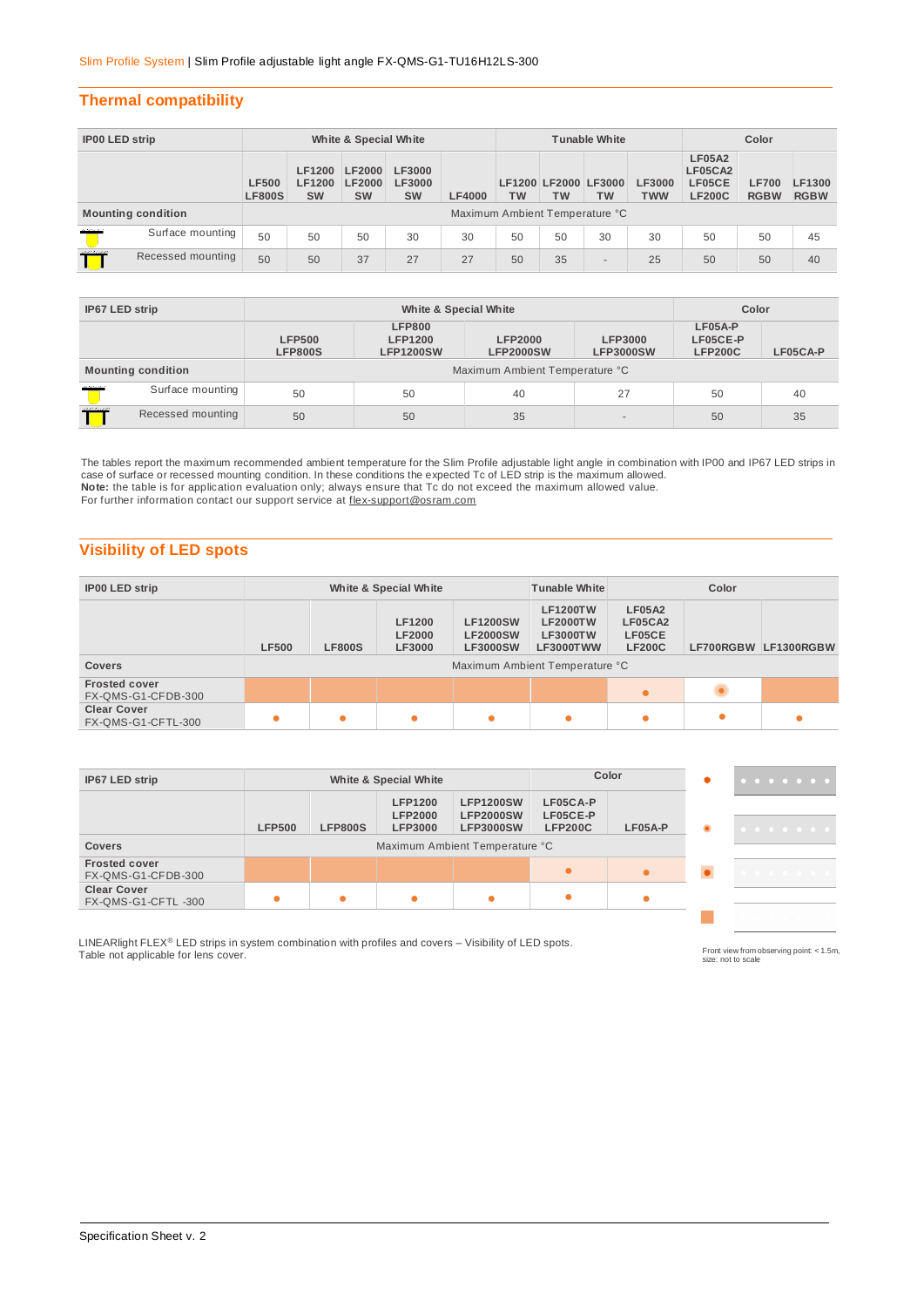Slim Profile System | Slim Profile adjustable light angle FX-QMS-G1-TU16H12LS-300

## Thermal compatibility

| IP00 LED strip | White & Special White | | | | | Tunable White | | | | Color | | |
|---|---|---|---|---|---|---|---|---|---|---|---|---|
| | LF500 LF800S | LF1200 LF1200 SW | LF2000 LF2000 SW | LF3000 LF3000 SW | LF4000 | LF1200 TW | LF2000 TW | LF3000 TW | LF3000 TWW | LF05A2 LF05CA2 LF05CE LF200C | LF700 RGBW | LF1300 RGBW |
| Mounting condition | Maximum Ambient Temperature °C | | | | | | | | | | | |
| Surface mounting | 50 | 50 | 50 | 30 | 30 | 50 | 50 | 30 | 30 | 50 | 50 | 45 |
| Recessed mounting | 50 | 50 | 37 | 27 | 27 | 50 | 35 | - | 25 | 50 | 50 | 40 |

| IP67 LED strip | White & Special White | | | | Color | |
|---|---|---|---|---|---|---|
| | LFP500 LFP800S | LFP800 LFP1200 LFP1200SW | LFP2000 LFP2000SW | LFP3000 LFP3000SW | LF05A-P LF05CE-P LFP200C | LF05CA-P |
| Mounting condition | Maximum Ambient Temperature °C | | | | | |
| Surface mounting | 50 | 50 | 40 | 27 | 50 | 40 |
| Recessed mounting | 50 | 50 | 35 | - | 50 | 35 |

The tables report the maximum recommended ambient temperature for the Slim Profile adjustable light angle in combination with IP00 and IP67 LED strips in case of surface or recessed mounting condition. In these conditions the expected Tc of LED strip is the maximum allowed.
**Note:** the table is for application evaluation only; always ensure that Tc do not exceed the maximum allowed value.
For further information contact our support service at flex-support@osram.com

## Visibility of LED spots

| IP00 LED strip | White & Special White | | | | Tunable White | Color | | |
|---|---|---|---|---|---|---|---|---|
| | LF500 | LF800S | LF1200 LF2000 LF3000 | LF1200SW LF2000SW LF3000SW | LF1200TW LF2000TW LF3000TW LF3000TWW | LF05A2 LF05CA2 LF05CE LF200C | LF700RGBW | LF1300RGBW |
| Covers | Maximum Ambient Temperature °C | | | | | | | |
| Frosted cover FX-QMS-G1-CFDB-300 | ■ | ■ | ■ | ■ | ■ | ● | ◉ | ■ |
| Clear Cover FX-QMS-G1-CFTL-300 | ● | ● | ● | ● | ● | ● | ● | ● |

| IP67 LED strip | White & Special White | | | | Color | |
|---|---|---|---|---|---|---|
| | LFP500 | LFP800S | LFP1200 LFP2000 LFP3000 | LFP1200SW LFP2000SW LFP3000SW | LF05CA-P LF05CE-P LFP200C | LF05A-P |
| Covers | Maximum Ambient Temperature °C | | | | | |
| Frosted cover FX-QMS-G1-CFDB-300 | ■ | ■ | ■ | ■ | ● | ● |
| Clear Cover FX-QMS-G1-CFTL -300 | ● | ● | ● | ● | ● | ● |

LINEARlight FLEX® LED strips in system combination with profiles and covers – Visibility of LED spots.
Table not applicable for lens cover.

Front view from observing point: < 1.5m, size: not to scale

Specification Sheet v. 2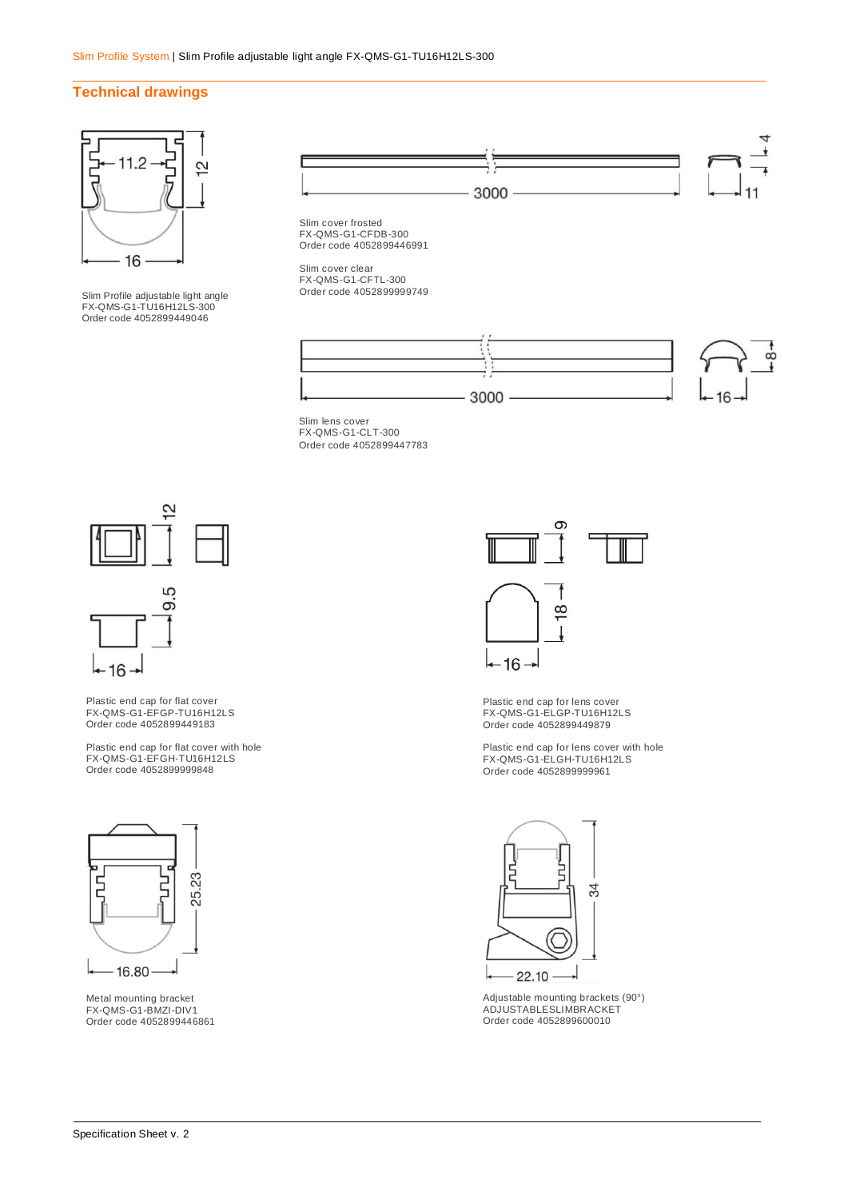## Technical drawings

Slim Profile adjustable light angle
FX-QMS-G1-TU16H12LS-300
Order code 4052899449046

Slim cover frosted
FX-QMS-G1-CFDB-300
Order code 4052899446991

Slim cover clear
FX-QMS-G1-CFTL-300
Order code 4052899999749

Slim lens cover
FX-QMS-G1-CLT-300
Order code 4052899447783

Plastic end cap for flat cover
FX-QMS-G1-EFGP-TU16H12LS
Order code 4052899449183

Plastic end cap for flat cover with hole
FX-QMS-G1-EFGH-TU16H12LS
Order code 4052899999848

Plastic end cap for lens cover
FX-QMS-G1-ELGP-TU16H12LS
Order code 4052899449879

Plastic end cap for lens cover with hole
FX-QMS-G1-ELGH-TU16H12LS
Order code 4052899999961

Metal mounting bracket
FX-QMS-G1-BMZI-DIV1
Order code 4052899446861

Adjustable mounting brackets (90°)
ADJUSTABLESLIMBRACKET
Order code 4052899600010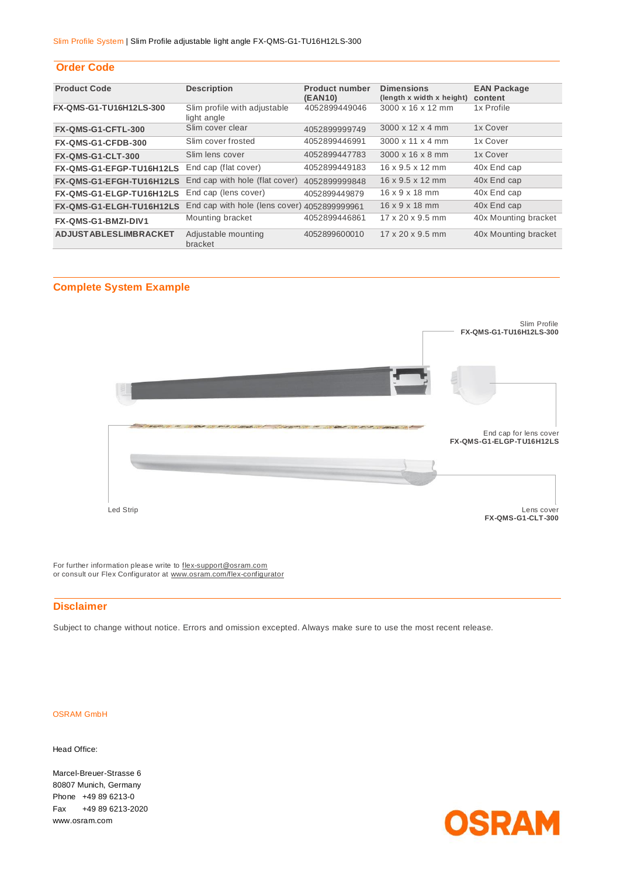## Order Code

| Product Code | Description | Product number (EAN10) | Dimensions (length x width x height) | EAN Package content |
|---|---|---|---|---|
| FX-QMS-G1-TU16H12LS-300 | Slim profile with adjustable light angle | 4052899449046 | 3000 x 16 x 12 mm | 1x Profile |
| FX-QMS-G1-CFTL-300 | Slim cover clear | 4052899999749 | 3000 x 12 x 4 mm | 1x Cover |
| FX-QMS-G1-CFDB-300 | Slim cover frosted | 4052899446991 | 3000 x 11 x 4 mm | 1x Cover |
| FX-QMS-G1-CLT-300 | Slim lens cover | 4052899447783 | 3000 x 16 x 8 mm | 1x Cover |
| FX-QMS-G1-EFGP-TU16H12LS | End cap (flat cover) | 4052899449183 | 16 x 9.5 x 12 mm | 40x End cap |
| FX-QMS-G1-EFGH-TU16H12LS | End cap with hole (flat cover) | 4052899999848 | 16 x 9.5 x 12 mm | 40x End cap |
| FX-QMS-G1-ELGP-TU16H12LS | End cap (lens cover) | 4052899449879 | 16 x 9 x 18 mm | 40x End cap |
| FX-QMS-G1-ELGH-TU16H12LS | End cap with hole (lens cover) | 4052899999961 | 16 x 9 x 18 mm | 40x End cap |
| FX-QMS-G1-BMZI-DIV1 | Mounting bracket | 4052899446861 | 17 x 20 x 9.5 mm | 40x Mounting bracket |
| ADJUSTABLESLIMBRACKET | Adjustable mounting bracket | 4052899600010 | 17 x 20 x 9.5 mm | 40x Mounting bracket |

## Complete System Example

Slim Profile
**FX-QMS-G1-TU16H12LS-300**

End cap for lens cover
**FX-QMS-G1-ELGP-TU16H12LS**

Led Strip

Lens cover
**FX-QMS-G1-CLT-300**

For further information please write to flex-support@osram.com
or consult our Flex Configurator at www.osram.com/flex-configurator

## Disclaimer

Subject to change without notice. Errors and omission excepted. Always make sure to use the most recent release.

OSRAM GmbH

Head Office:

Marcel-Breuer-Strasse 6
80807 Munich, Germany
Phone +49 89 6213-0
Fax +49 89 6213-2020
www.osram.com

OSRAM